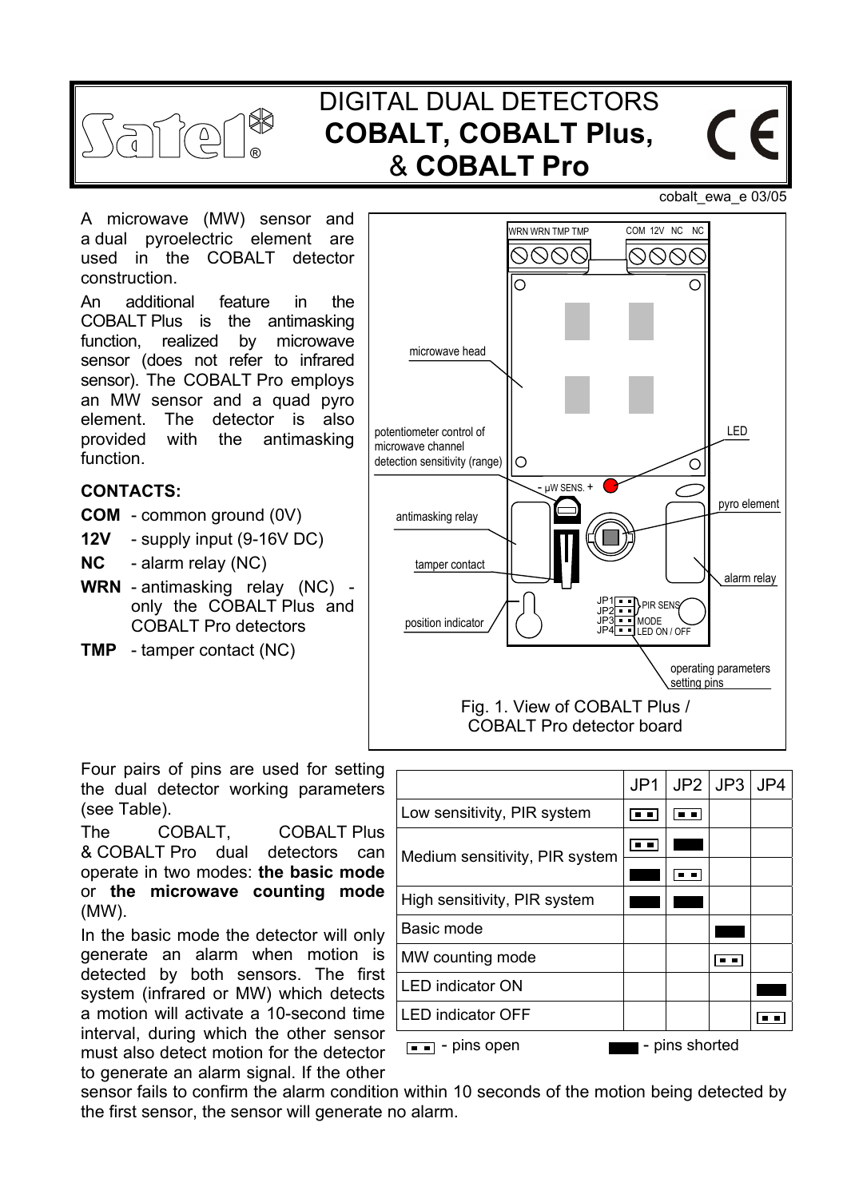# DIGITAL DUAL DETECTORS **COBALT, COBALT Plus,** & **COBALT Pro**

cobalt_ewa_e 03/05

A microwave (MW) sensor and a dual pyroelectric element are used in the COBALT detector construction.

An additional feature in the COBALT Plus is the antimasking function, realized by microwave sensor (does not refer to infrared sensor). The COBALT Pro employs an MW sensor and a quad pyro element. The detector is also provided with the antimasking function.

**CONTACTS:**

**COM** - common ground (0V)

**12V** - supply input (9-16V DC)

**NC** - alarm relay (NC)

**WRN** - antimasking relay (NC) - only the COBALT Plus and COBALT Pro detectors

**TMP** - tamper contact (NC)

WRN WRN TMP TMP COM 12V NC NC

microwave head

potentiometer control of microwave channel detection sensitivity (range)

- μW SENS. +

LED

pyro element

antimasking relay

tamper contact

alarm relay

position indicator

JP1 JP2 PIR SENS JP3 MODE JP4 LED ON / OFF

operating parameters setting pins

Fig. 1. View of COBALT Plus / COBALT Pro detector board

Four pairs of pins are used for setting the dual detector working parameters (see Table).

The COBALT, COBALT Plus & COBALT Pro dual detectors can operate in two modes: **the basic mode** or **the microwave counting mode** (MW).

In the basic mode the detector will only generate an alarm when motion is detected by both sensors. The first system (infrared or MW) which detects a motion will activate a 10-second time interval, during which the other sensor must also detect motion for the detector to generate an alarm signal. If the other sensor fails to confirm the alarm condition within 10 seconds of the motion being detected by the first sensor, the sensor will generate no alarm.

| | JP1 | JP2 | JP3 | JP4 |
|---|---|---|---|---|
| Low sensitivity, PIR system | pins open | pins open | | |
| Medium sensitivity, PIR system | pins open | pins shorted | | |
| | pins shorted | pins open | | |
| High sensitivity, PIR system | pins shorted | pins shorted | | |
| Basic mode | | | pins shorted | |
| MW counting mode | | | pins open | |
| LED indicator ON | | | | pins shorted |
| LED indicator OFF | | | | pins open |

▪▪ - pins open ▬ - pins shorted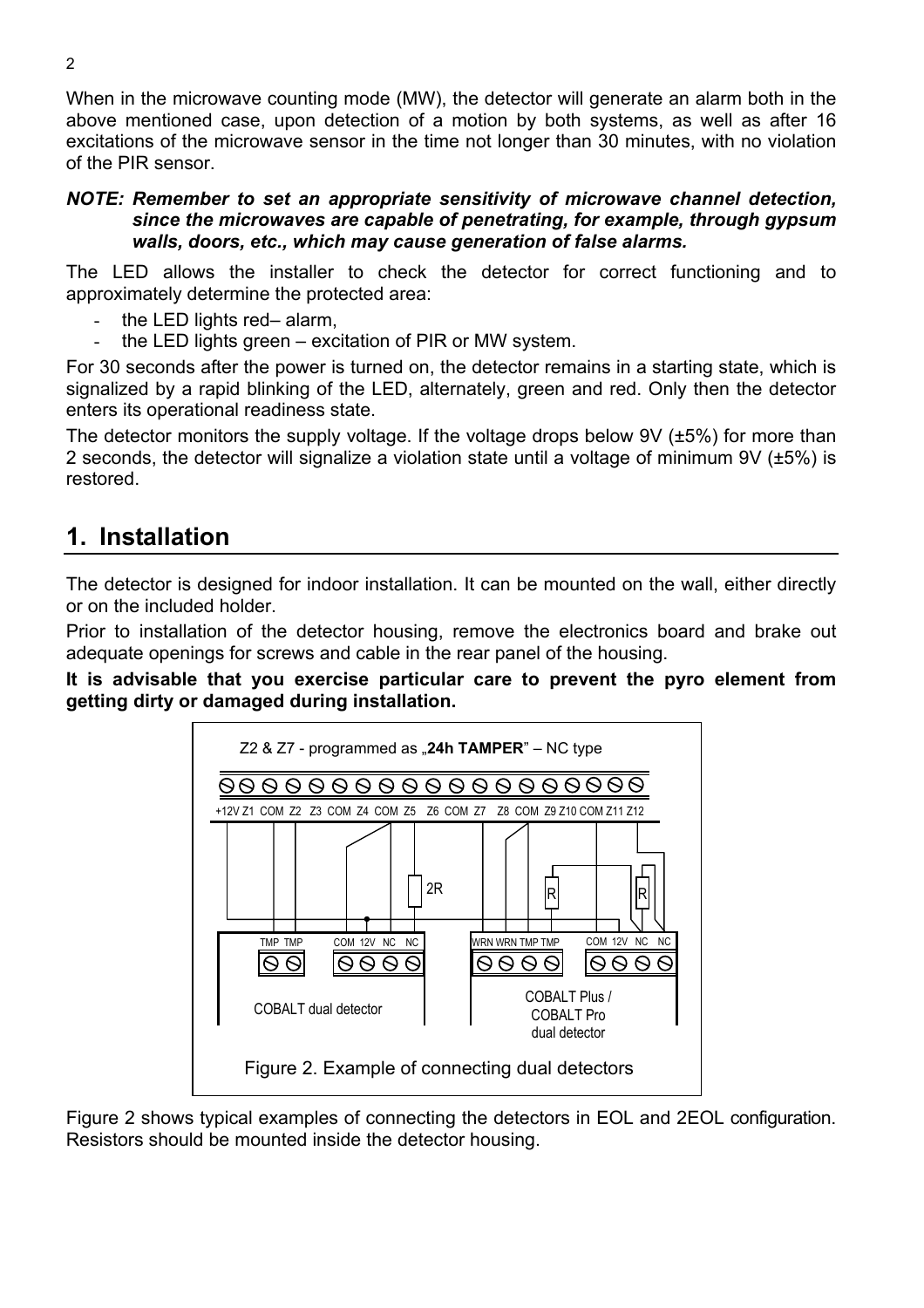When in the microwave counting mode (MW), the detector will generate an alarm both in the above mentioned case, upon detection of a motion by both systems, as well as after 16 excitations of the microwave sensor in the time not longer than 30 minutes, with no violation of the PIR sensor.

***NOTE: Remember to set an appropriate sensitivity of microwave channel detection, since the microwaves are capable of penetrating, for example, through gypsum walls, doors, etc., which may cause generation of false alarms.***

The LED allows the installer to check the detector for correct functioning and to approximately determine the protected area:

- the LED lights red– alarm,
- the LED lights green – excitation of PIR or MW system.

For 30 seconds after the power is turned on, the detector remains in a starting state, which is signalized by a rapid blinking of the LED, alternately, green and red. Only then the detector enters its operational readiness state.

The detector monitors the supply voltage. If the voltage drops below 9V (±5%) for more than 2 seconds, the detector will signalize a violation state until a voltage of minimum 9V (±5%) is restored.

## 1. Installation

The detector is designed for indoor installation. It can be mounted on the wall, either directly or on the included holder.

Prior to installation of the detector housing, remove the electronics board and brake out adequate openings for screws and cable in the rear panel of the housing.

**It is advisable that you exercise particular care to prevent the pyro element from getting dirty or damaged during installation.**

Z2 & Z7 - programmed as „**24h TAMPER**" – NC type

Figure 2. Example of connecting dual detectors

Figure 2 shows typical examples of connecting the detectors in EOL and 2EOL configuration. Resistors should be mounted inside the detector housing.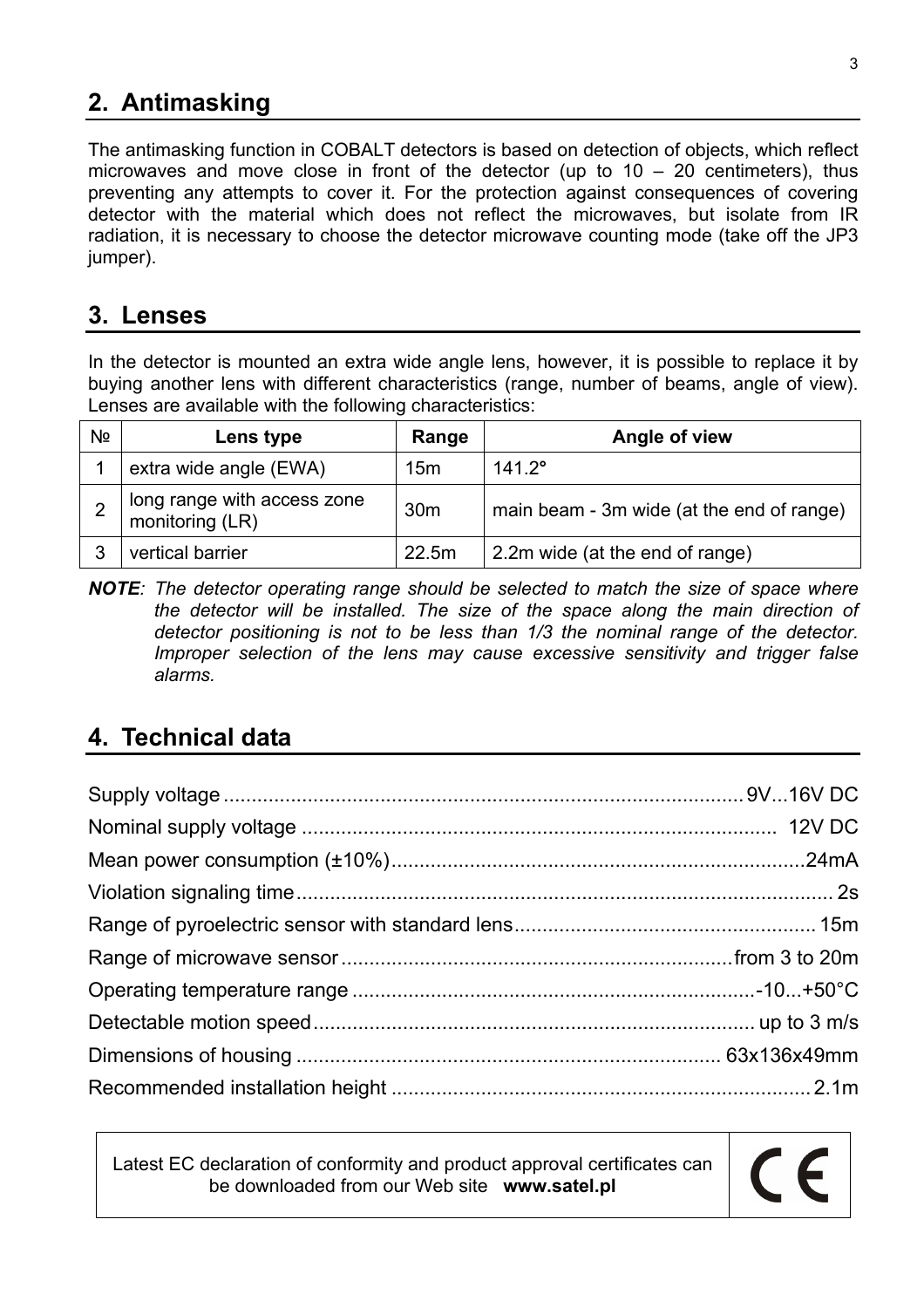## 2. Antimasking

The antimasking function in COBALT detectors is based on detection of objects, which reflect microwaves and move close in front of the detector (up to 10 – 20 centimeters), thus preventing any attempts to cover it. For the protection against consequences of covering detector with the material which does not reflect the microwaves, but isolate from IR radiation, it is necessary to choose the detector microwave counting mode (take off the JP3 jumper).

## 3. Lenses

In the detector is mounted an extra wide angle lens, however, it is possible to replace it by buying another lens with different characteristics (range, number of beams, angle of view). Lenses are available with the following characteristics:

| № | Lens type | Range | Angle of view |
|---|---|---|---|
| 1 | extra wide angle (EWA) | 15m | 141.2° |
| 2 | long range with access zone monitoring (LR) | 30m | main beam - 3m wide (at the end of range) |
| 3 | vertical barrier | 22.5m | 2.2m wide (at the end of range) |

***NOTE**: The detector operating range should be selected to match the size of space where the detector will be installed. The size of the space along the main direction of detector positioning is not to be less than 1/3 the nominal range of the detector. Improper selection of the lens may cause excessive sensitivity and trigger false alarms.*

## 4. Technical data

Supply voltage .................................................. 9V...16V DC

Nominal supply voltage .................................................. 12V DC

Mean power consumption (±10%) .................................................. 24mA

Violation signaling time .................................................. 2s

Range of pyroelectric sensor with standard lens .................................................. 15m

Range of microwave sensor .................................................. from 3 to 20m

Operating temperature range .................................................. -10...+50°C

Detectable motion speed .................................................. up to 3 m/s

Dimensions of housing .................................................. 63x136x49mm

Recommended installation height .................................................. 2.1m

Latest EC declaration of conformity and product approval certificates can be downloaded from our Web site **www.satel.pl**

CE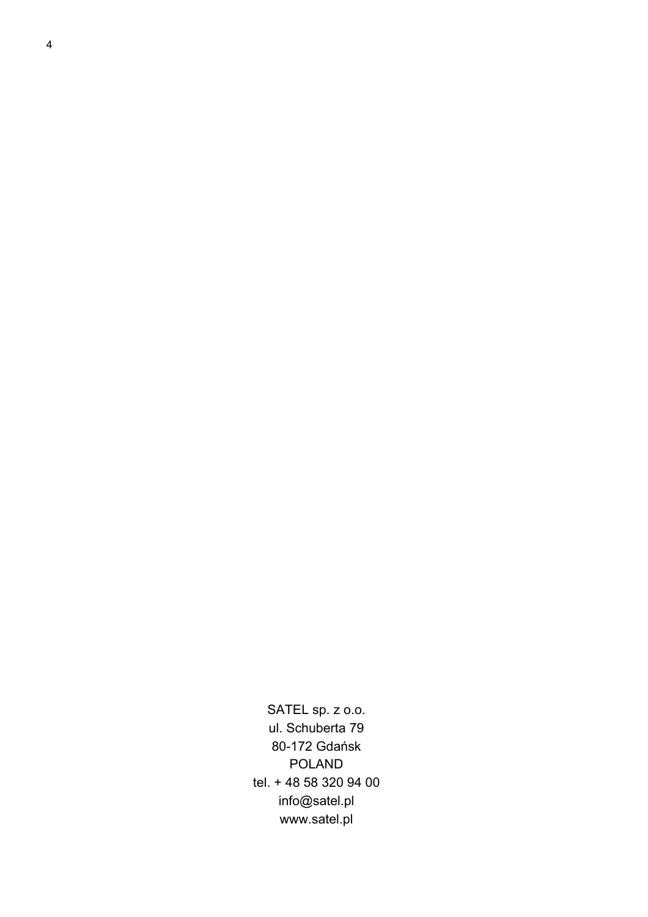SATEL sp. z o.o.  
ul. Schuberta 79  
80-172 Gdańsk  
POLAND  
tel. + 48 58 320 94 00  
info@satel.pl  
www.satel.pl